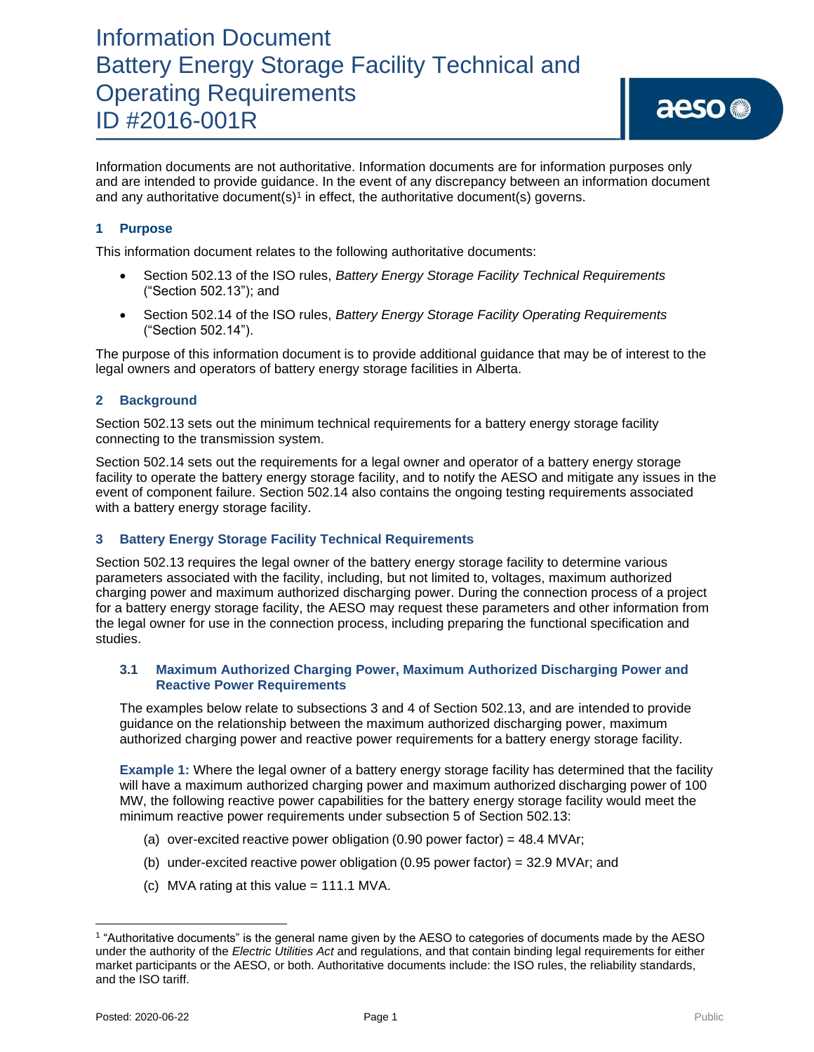# Information Document
# Battery Energy Storage Facility Technical and Operating Requirements
# ID #2016-001R

Information documents are not authoritative. Information documents are for information purposes only and are intended to provide guidance. In the event of any discrepancy between an information document and any authoritative document(s)[1] in effect, the authoritative document(s) governs.

## 1 Purpose

This information document relates to the following authoritative documents:

- Section 502.13 of the ISO rules, *Battery Energy Storage Facility Technical Requirements* ("Section 502.13"); and
- Section 502.14 of the ISO rules, *Battery Energy Storage Facility Operating Requirements* ("Section 502.14").

The purpose of this information document is to provide additional guidance that may be of interest to the legal owners and operators of battery energy storage facilities in Alberta.

## 2 Background

Section 502.13 sets out the minimum technical requirements for a battery energy storage facility connecting to the transmission system.

Section 502.14 sets out the requirements for a legal owner and operator of a battery energy storage facility to operate the battery energy storage facility, and to notify the AESO and mitigate any issues in the event of component failure. Section 502.14 also contains the ongoing testing requirements associated with a battery energy storage facility.

## 3 Battery Energy Storage Facility Technical Requirements

Section 502.13 requires the legal owner of the battery energy storage facility to determine various parameters associated with the facility, including, but not limited to, voltages, maximum authorized charging power and maximum authorized discharging power. During the connection process of a project for a battery energy storage facility, the AESO may request these parameters and other information from the legal owner for use in the connection process, including preparing the functional specification and studies.

### 3.1 Maximum Authorized Charging Power, Maximum Authorized Discharging Power and Reactive Power Requirements

The examples below relate to subsections 3 and 4 of Section 502.13, and are intended to provide guidance on the relationship between the maximum authorized discharging power, maximum authorized charging power and reactive power requirements for a battery energy storage facility.

**Example 1:** Where the legal owner of a battery energy storage facility has determined that the facility will have a maximum authorized charging power and maximum authorized discharging power of 100 MW, the following reactive power capabilities for the battery energy storage facility would meet the minimum reactive power requirements under subsection 5 of Section 502.13:

(a) over-excited reactive power obligation (0.90 power factor) = 48.4 MVAr;

(b) under-excited reactive power obligation (0.95 power factor) = 32.9 MVAr; and

(c) MVA rating at this value = 111.1 MVA.

---

[1] "Authoritative documents" is the general name given by the AESO to categories of documents made by the AESO under the authority of the *Electric Utilities Act* and regulations, and that contain binding legal requirements for either market participants or the AESO, or both. Authoritative documents include: the ISO rules, the reliability standards, and the ISO tariff.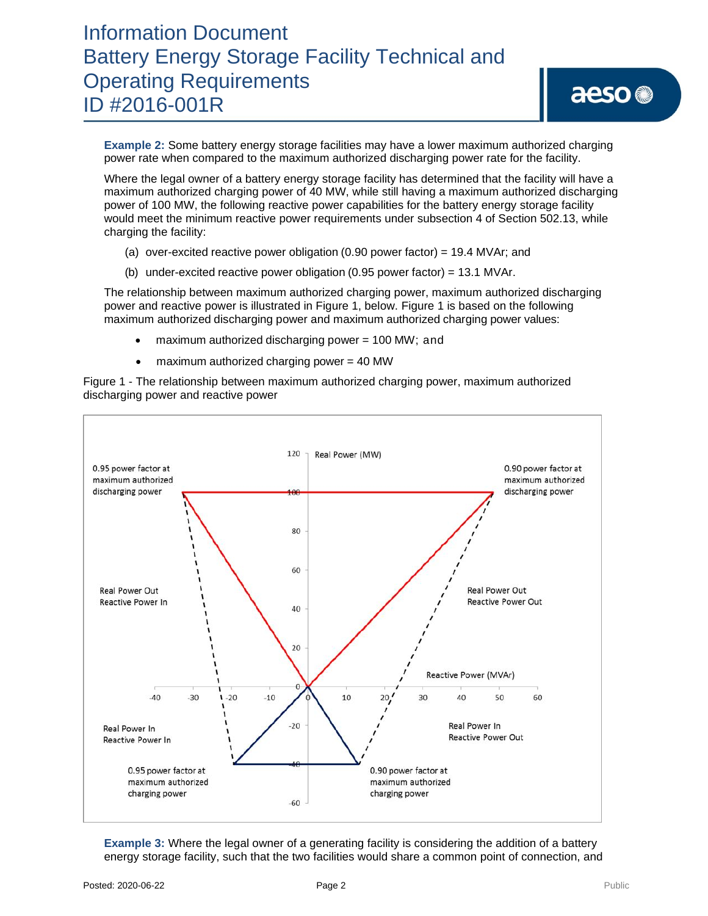**Example 2:** Some battery energy storage facilities may have a lower maximum authorized charging power rate when compared to the maximum authorized discharging power rate for the facility.

Where the legal owner of a battery energy storage facility has determined that the facility will have a maximum authorized charging power of 40 MW, while still having a maximum authorized discharging power of 100 MW, the following reactive power capabilities for the battery energy storage facility would meet the minimum reactive power requirements under subsection 4 of Section 502.13, while charging the facility:

(a) over-excited reactive power obligation (0.90 power factor) = 19.4 MVAr; and

(b) under-excited reactive power obligation (0.95 power factor) = 13.1 MVAr.

The relationship between maximum authorized charging power, maximum authorized discharging power and reactive power is illustrated in Figure 1, below. Figure 1 is based on the following maximum authorized discharging power and maximum authorized charging power values:

- maximum authorized discharging power = 100 MW; and
- maximum authorized charging power = 40 MW

Figure 1 - The relationship between maximum authorized charging power, maximum authorized discharging power and reactive power

**Example 3:** Where the legal owner of a generating facility is considering the addition of a battery energy storage facility, such that the two facilities would share a common point of connection, and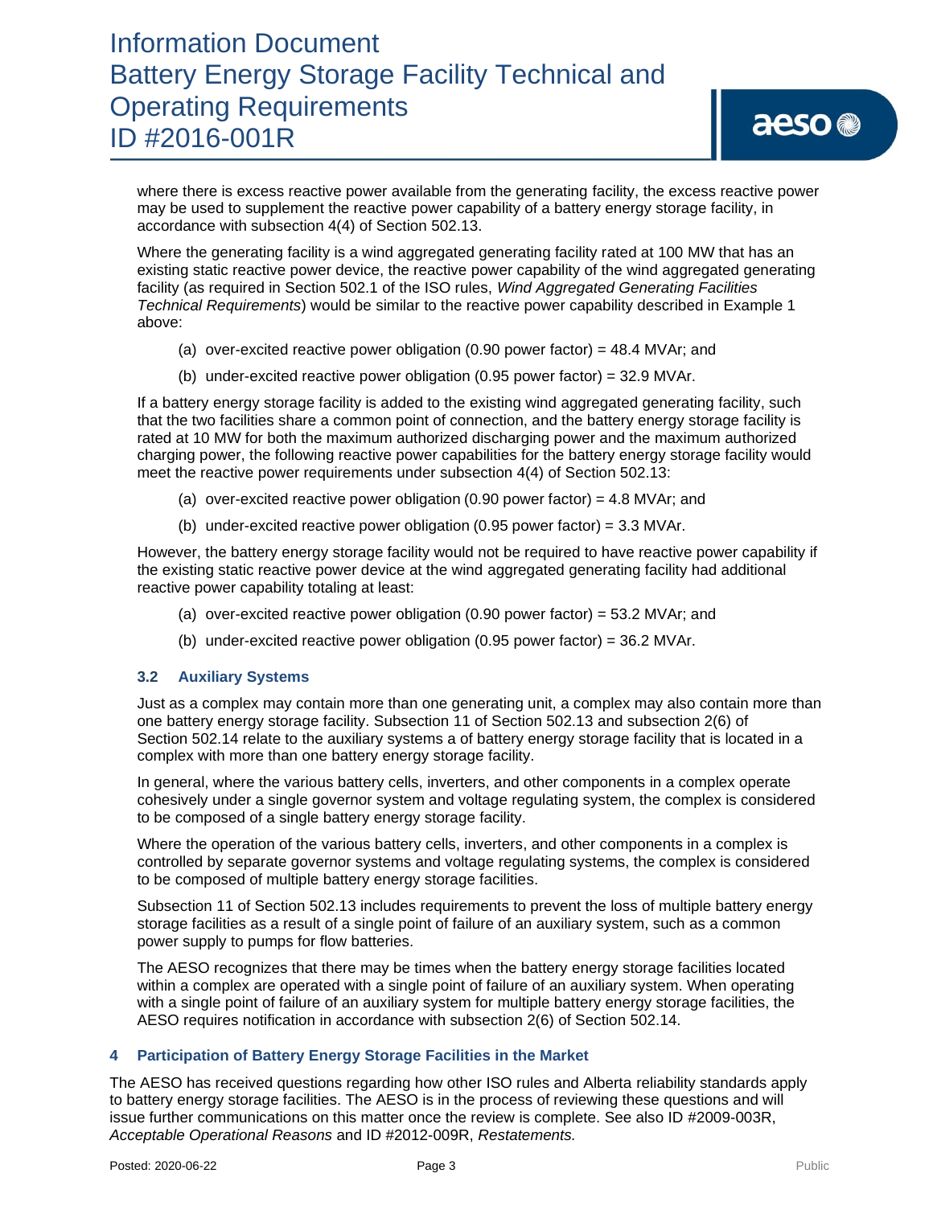where there is excess reactive power available from the generating facility, the excess reactive power may be used to supplement the reactive power capability of a battery energy storage facility, in accordance with subsection 4(4) of Section 502.13.

Where the generating facility is a wind aggregated generating facility rated at 100 MW that has an existing static reactive power device, the reactive power capability of the wind aggregated generating facility (as required in Section 502.1 of the ISO rules, *Wind Aggregated Generating Facilities Technical Requirements*) would be similar to the reactive power capability described in Example 1 above:

(a) over-excited reactive power obligation (0.90 power factor) = 48.4 MVAr; and

(b) under-excited reactive power obligation (0.95 power factor) = 32.9 MVAr.

If a battery energy storage facility is added to the existing wind aggregated generating facility, such that the two facilities share a common point of connection, and the battery energy storage facility is rated at 10 MW for both the maximum authorized discharging power and the maximum authorized charging power, the following reactive power capabilities for the battery energy storage facility would meet the reactive power requirements under subsection 4(4) of Section 502.13:

(a) over-excited reactive power obligation (0.90 power factor) = 4.8 MVAr; and

(b) under-excited reactive power obligation (0.95 power factor) = 3.3 MVAr.

However, the battery energy storage facility would not be required to have reactive power capability if the existing static reactive power device at the wind aggregated generating facility had additional reactive power capability totaling at least:

(a) over-excited reactive power obligation (0.90 power factor) = 53.2 MVAr; and

(b) under-excited reactive power obligation (0.95 power factor) = 36.2 MVAr.

### 3.2 Auxiliary Systems

Just as a complex may contain more than one generating unit, a complex may also contain more than one battery energy storage facility. Subsection 11 of Section 502.13 and subsection 2(6) of Section 502.14 relate to the auxiliary systems a of battery energy storage facility that is located in a complex with more than one battery energy storage facility.

In general, where the various battery cells, inverters, and other components in a complex operate cohesively under a single governor system and voltage regulating system, the complex is considered to be composed of a single battery energy storage facility.

Where the operation of the various battery cells, inverters, and other components in a complex is controlled by separate governor systems and voltage regulating systems, the complex is considered to be composed of multiple battery energy storage facilities.

Subsection 11 of Section 502.13 includes requirements to prevent the loss of multiple battery energy storage facilities as a result of a single point of failure of an auxiliary system, such as a common power supply to pumps for flow batteries.

The AESO recognizes that there may be times when the battery energy storage facilities located within a complex are operated with a single point of failure of an auxiliary system. When operating with a single point of failure of an auxiliary system for multiple battery energy storage facilities, the AESO requires notification in accordance with subsection 2(6) of Section 502.14.

## 4 Participation of Battery Energy Storage Facilities in the Market

The AESO has received questions regarding how other ISO rules and Alberta reliability standards apply to battery energy storage facilities. The AESO is in the process of reviewing these questions and will issue further communications on this matter once the review is complete. See also ID #2009-003R, *Acceptable Operational Reasons* and ID #2012-009R, *Restatements.*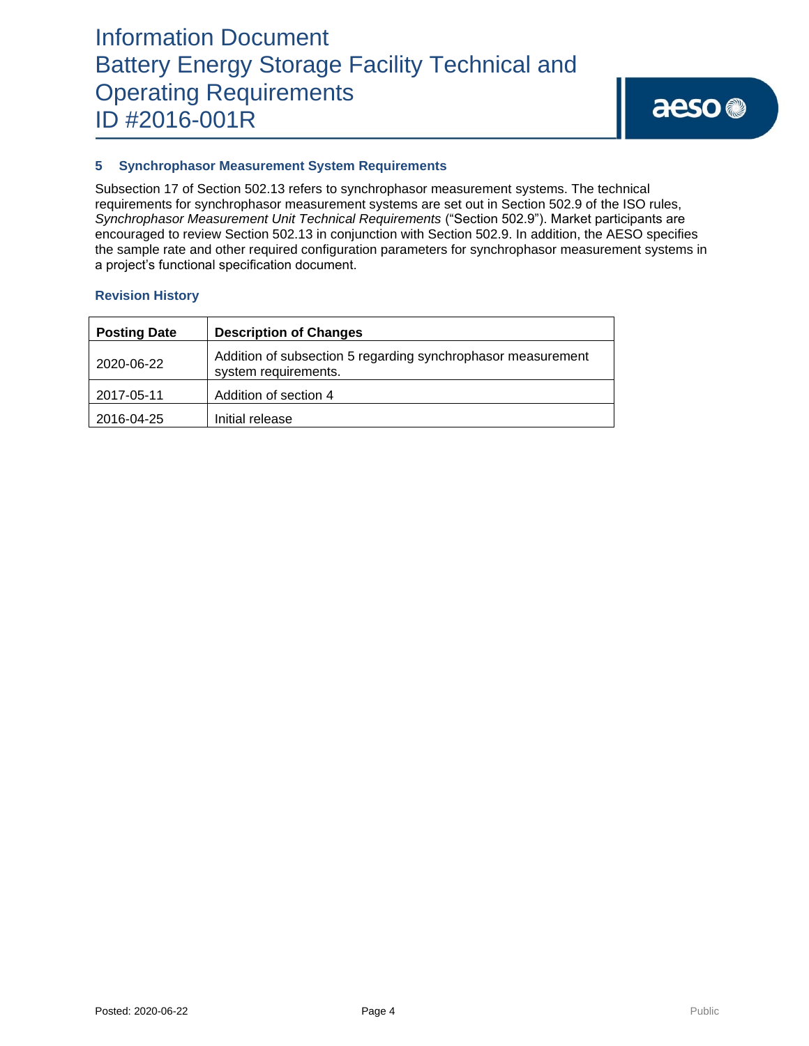## 5 Synchrophasor Measurement System Requirements

Subsection 17 of Section 502.13 refers to synchrophasor measurement systems. The technical requirements for synchrophasor measurement systems are set out in Section 502.9 of the ISO rules, *Synchrophasor Measurement Unit Technical Requirements* ("Section 502.9"). Market participants are encouraged to review Section 502.13 in conjunction with Section 502.9. In addition, the AESO specifies the sample rate and other required configuration parameters for synchrophasor measurement systems in a project's functional specification document.

### Revision History

| Posting Date | Description of Changes |
|---|---|
| 2020-06-22 | Addition of subsection 5 regarding synchrophasor measurement system requirements. |
| 2017-05-11 | Addition of section 4 |
| 2016-04-25 | Initial release |